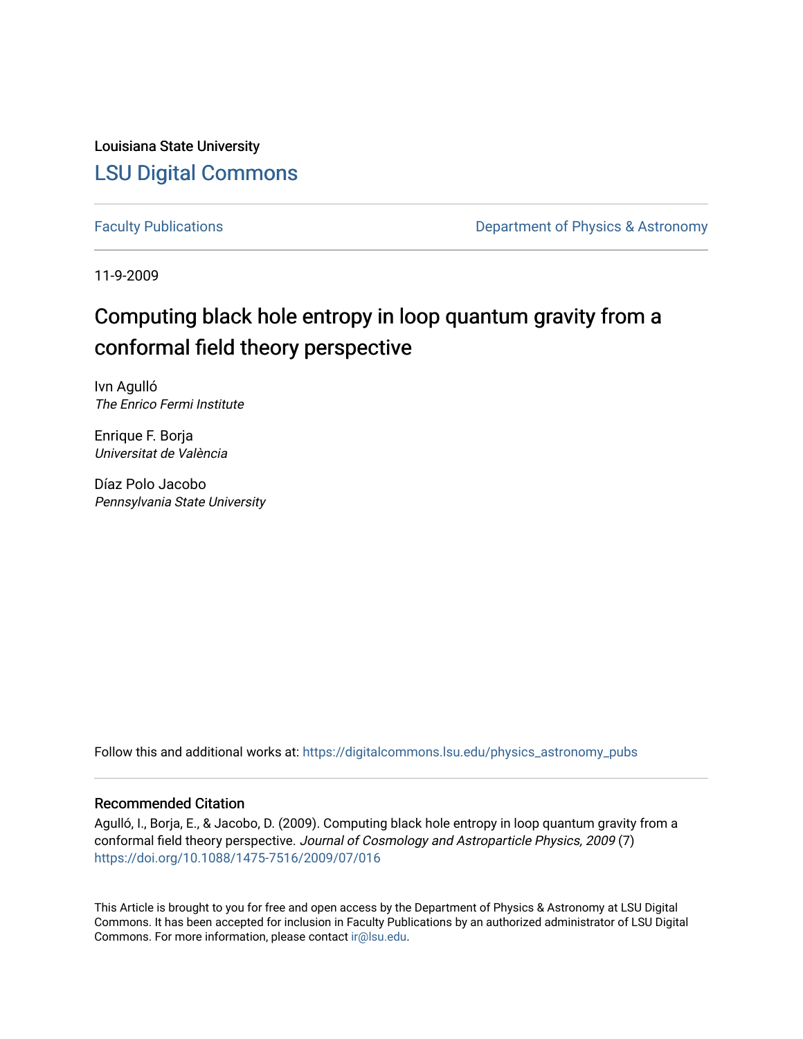Louisiana State University

LSU Digital Commons

Faculty Publications

Department of Physics & Astronomy

11-9-2009

# Computing black hole entropy in loop quantum gravity from a conformal field theory perspective

Ivn Agulló
*The Enrico Fermi Institute*

Enrique F. Borja
*Universitat de València*

Díaz Polo Jacobo
*Pennsylvania State University*

Follow this and additional works at: https://digitalcommons.lsu.edu/physics_astronomy_pubs

## Recommended Citation

Agulló, I., Borja, E., & Jacobo, D. (2009). Computing black hole entropy in loop quantum gravity from a conformal field theory perspective. *Journal of Cosmology and Astroparticle Physics, 2009* (7) https://doi.org/10.1088/1475-7516/2009/07/016

This Article is brought to you for free and open access by the Department of Physics & Astronomy at LSU Digital Commons. It has been accepted for inclusion in Faculty Publications by an authorized administrator of LSU Digital Commons. For more information, please contact ir@lsu.edu.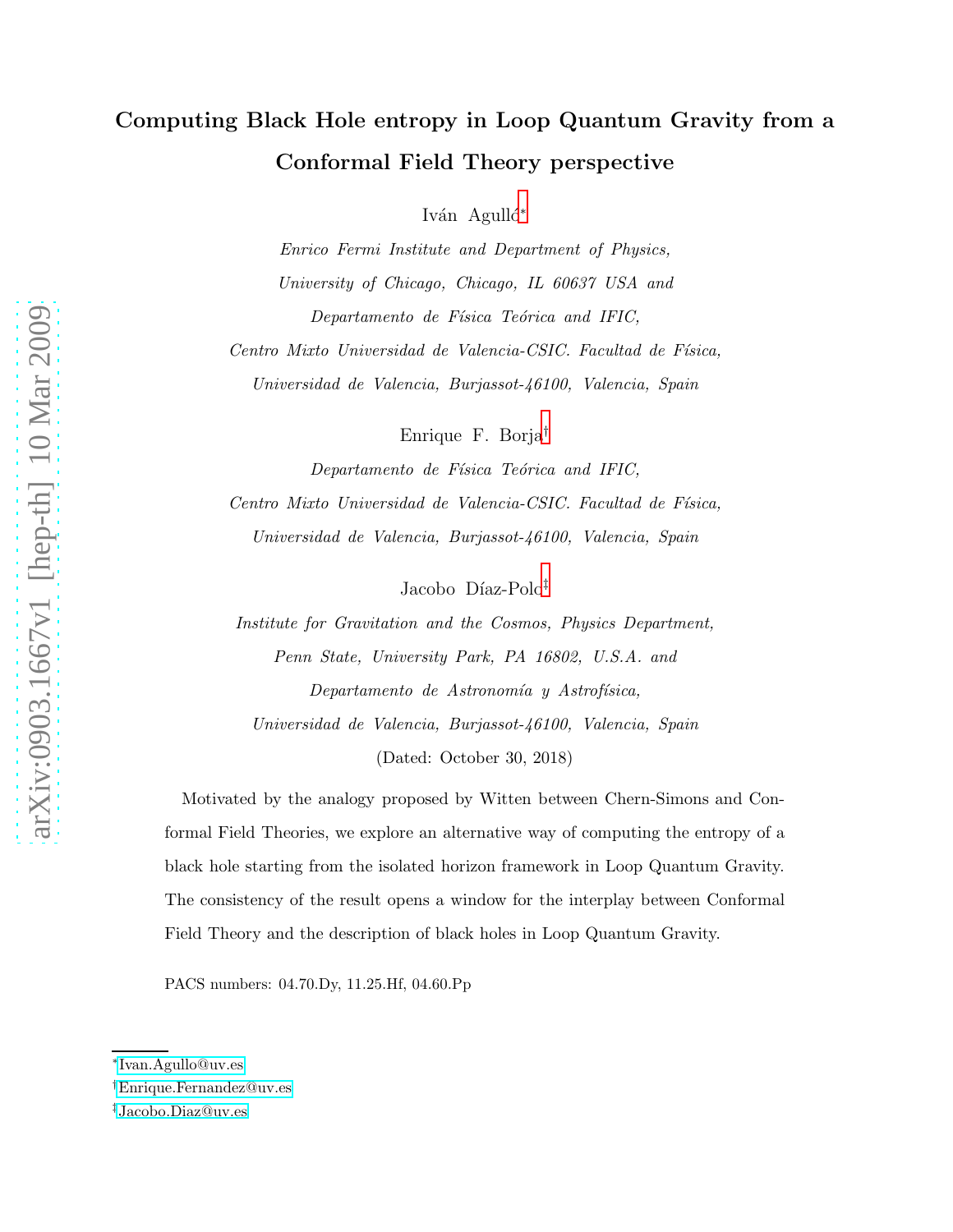# Computing Black Hole entropy in Loop Quantum Gravity from a Conformal Field Theory perspective

Iván Agullo[*]

*Enrico Fermi Institute and Department of Physics, University of Chicago, Chicago, IL 60637 USA and Departamento de Física Teórica and IFIC, Centro Mixto Universidad de Valencia-CSIC. Facultad de Física, Universidad de Valencia, Burjassot-46100, Valencia, Spain*

Enrique F. Borja[†]

*Departamento de Física Teórica and IFIC, Centro Mixto Universidad de Valencia-CSIC. Facultad de Física, Universidad de Valencia, Burjassot-46100, Valencia, Spain*

Jacobo Díaz-Polo[‡]

*Institute for Gravitation and the Cosmos, Physics Department, Penn State, University Park, PA 16802, U.S.A. and Departamento de Astronomía y Astrofísica, Universidad de Valencia, Burjassot-46100, Valencia, Spain*

(Dated: October 30, 2018)

Motivated by the analogy proposed by Witten between Chern-Simons and Conformal Field Theories, we explore an alternative way of computing the entropy of a black hole starting from the isolated horizon framework in Loop Quantum Gravity. The consistency of the result opens a window for the interplay between Conformal Field Theory and the description of black holes in Loop Quantum Gravity.

PACS numbers: 04.70.Dy, 11.25.Hf, 04.60.Pp

---

[*] Ivan.Agullo@uv.es

[†] Enrique.Fernandez@uv.es

[‡] Jacobo.Diaz@uv.es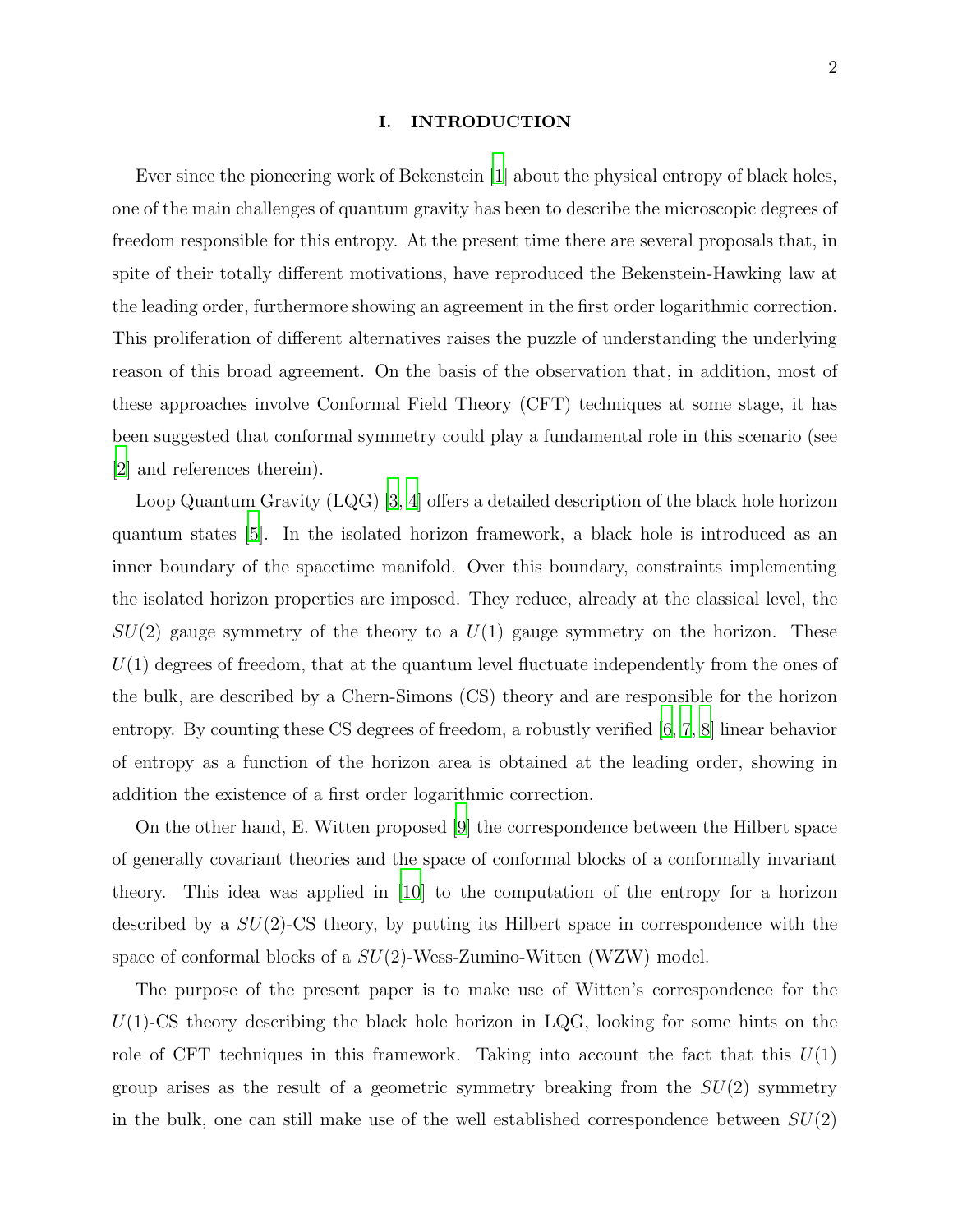## I. INTRODUCTION

Ever since the pioneering work of Bekenstein [1] about the physical entropy of black holes, one of the main challenges of quantum gravity has been to describe the microscopic degrees of freedom responsible for this entropy. At the present time there are several proposals that, in spite of their totally different motivations, have reproduced the Bekenstein-Hawking law at the leading order, furthermore showing an agreement in the first order logarithmic correction. This proliferation of different alternatives raises the puzzle of understanding the underlying reason of this broad agreement. On the basis of the observation that, in addition, most of these approaches involve Conformal Field Theory (CFT) techniques at some stage, it has been suggested that conformal symmetry could play a fundamental role in this scenario (see [2] and references therein).

Loop Quantum Gravity (LQG) [3, 4] offers a detailed description of the black hole horizon quantum states [5]. In the isolated horizon framework, a black hole is introduced as an inner boundary of the spacetime manifold. Over this boundary, constraints implementing the isolated horizon properties are imposed. They reduce, already at the classical level, the $SU(2)$ gauge symmetry of the theory to a $U(1)$ gauge symmetry on the horizon. These $U(1)$ degrees of freedom, that at the quantum level fluctuate independently from the ones of the bulk, are described by a Chern-Simons (CS) theory and are responsible for the horizon entropy. By counting these CS degrees of freedom, a robustly verified [6, 7, 8] linear behavior of entropy as a function of the horizon area is obtained at the leading order, showing in addition the existence of a first order logarithmic correction.

On the other hand, E. Witten proposed [9] the correspondence between the Hilbert space of generally covariant theories and the space of conformal blocks of a conformally invariant theory. This idea was applied in [10] to the computation of the entropy for a horizon described by a $SU(2)$-CS theory, by putting its Hilbert space in correspondence with the space of conformal blocks of a $SU(2)$-Wess-Zumino-Witten (WZW) model.

The purpose of the present paper is to make use of Witten's correspondence for the $U(1)$-CS theory describing the black hole horizon in LQG, looking for some hints on the role of CFT techniques in this framework. Taking into account the fact that this $U(1)$ group arises as the result of a geometric symmetry breaking from the $SU(2)$ symmetry in the bulk, one can still make use of the well established correspondence between $SU(2)$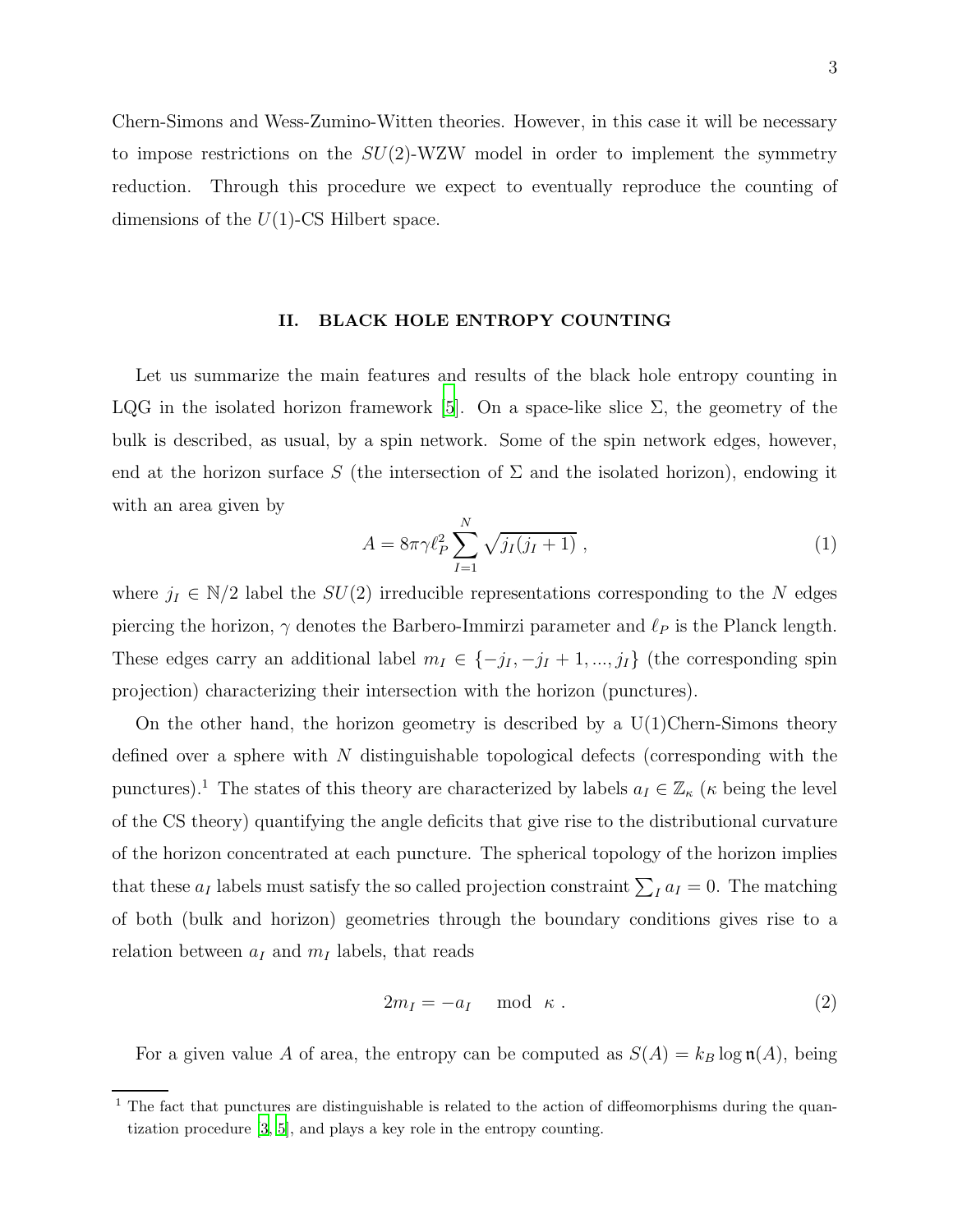Chern-Simons and Wess-Zumino-Witten theories. However, in this case it will be necessary to impose restrictions on the $SU(2)$-WZW model in order to implement the symmetry reduction. Through this procedure we expect to eventually reproduce the counting of dimensions of the $U(1)$-CS Hilbert space.

## II. BLACK HOLE ENTROPY COUNTING

Let us summarize the main features and results of the black hole entropy counting in LQG in the isolated horizon framework [5]. On a space-like slice $\Sigma$, the geometry of the bulk is described, as usual, by a spin network. Some of the spin network edges, however, end at the horizon surface $S$ (the intersection of $\Sigma$ and the isolated horizon), endowing it with an area given by

$$A = 8\pi\gamma\ell_P^2 \sum_{I=1}^{N} \sqrt{j_I(j_I+1)} \ , \tag{1}$$

where $j_I \in \mathbb{N}/2$ label the $SU(2)$ irreducible representations corresponding to the $N$ edges piercing the horizon, $\gamma$ denotes the Barbero-Immirzi parameter and $\ell_P$ is the Planck length. These edges carry an additional label $m_I \in \{-j_I, -j_I+1, ..., j_I\}$ (the corresponding spin projection) characterizing their intersection with the horizon (punctures).

On the other hand, the horizon geometry is described by a U(1)Chern-Simons theory defined over a sphere with $N$ distinguishable topological defects (corresponding with the punctures).[1] The states of this theory are characterized by labels $a_I \in \mathbb{Z}_\kappa$ ($\kappa$ being the level of the CS theory) quantifying the angle deficits that give rise to the distributional curvature of the horizon concentrated at each puncture. The spherical topology of the horizon implies that these $a_I$ labels must satisfy the so called projection constraint $\sum_I a_I = 0$. The matching of both (bulk and horizon) geometries through the boundary conditions gives rise to a relation between $a_I$ and $m_I$ labels, that reads

$$2m_I = -a_I \mod \kappa \ . \tag{2}$$

For a given value $A$ of area, the entropy can be computed as $S(A) = k_B \log \mathfrak{n}(A)$, being

[1] The fact that punctures are distinguishable is related to the action of diffeomorphisms during the quantization procedure [3, 5], and plays a key role in the entropy counting.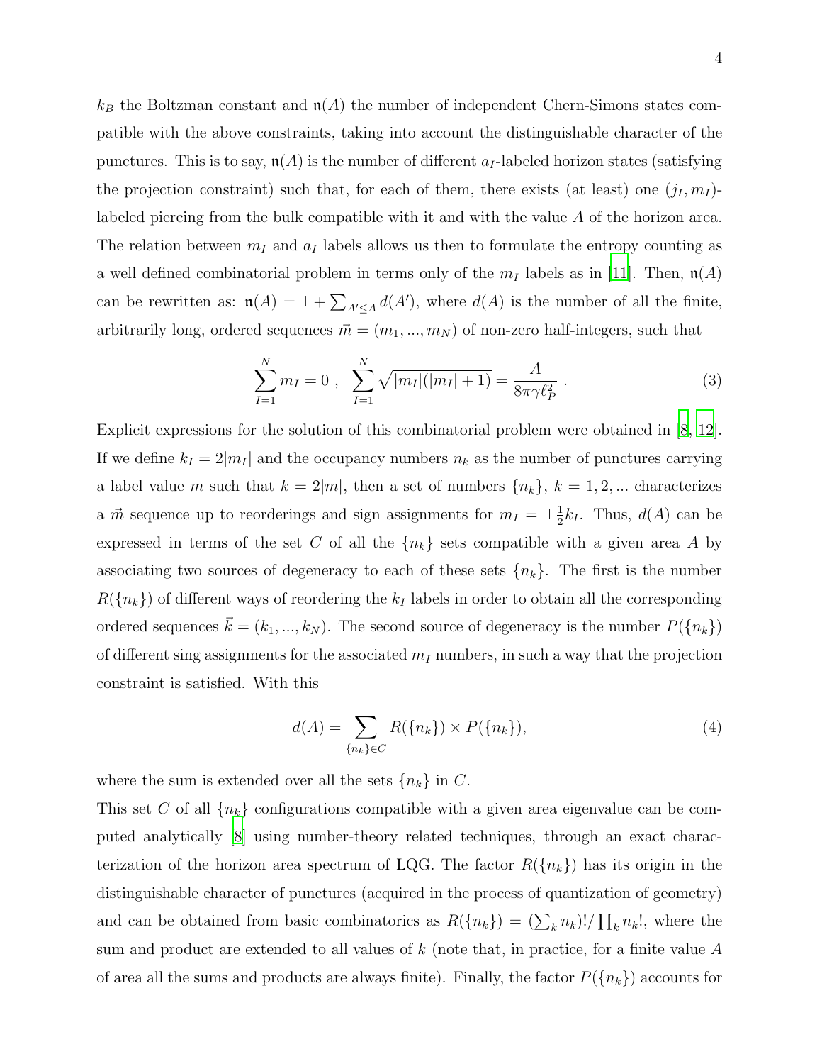$k_B$ the Boltzman constant and $\mathfrak{n}(A)$ the number of independent Chern-Simons states compatible with the above constraints, taking into account the distinguishable character of the punctures. This is to say, $\mathfrak{n}(A)$ is the number of different $a_I$-labeled horizon states (satisfying the projection constraint) such that, for each of them, there exists (at least) one $(j_I, m_I)$-labeled piercing from the bulk compatible with it and with the value $A$ of the horizon area. The relation between $m_I$ and $a_I$ labels allows us then to formulate the entropy counting as a well defined combinatorial problem in terms only of the $m_I$ labels as in [11]. Then, $\mathfrak{n}(A)$ can be rewritten as: $\mathfrak{n}(A) = 1 + \sum_{A' \leq A} d(A')$, where $d(A)$ is the number of all the finite, arbitrarily long, ordered sequences $\vec{m} = (m_1, ..., m_N)$ of non-zero half-integers, such that

$$\sum_{I=1}^{N} m_I = 0 \ , \ \ \sum_{I=1}^{N} \sqrt{|m_I|(|m_I|+1)} = \frac{A}{8\pi\gamma\ell_P^2} \ . \tag{3}$$

Explicit expressions for the solution of this combinatorial problem were obtained in [8, 12]. If we define $k_I = 2|m_I|$ and the occupancy numbers $n_k$ as the number of punctures carrying a label value $m$ such that $k = 2|m|$, then a set of numbers $\{n_k\}$, $k = 1, 2, ...$ characterizes a $\vec{m}$ sequence up to reorderings and sign assignments for $m_I = \pm\frac{1}{2}k_I$. Thus, $d(A)$ can be expressed in terms of the set $C$ of all the $\{n_k\}$ sets compatible with a given area $A$ by associating two sources of degeneracy to each of these sets $\{n_k\}$. The first is the number $R(\{n_k\})$ of different ways of reordering the $k_I$ labels in order to obtain all the corresponding ordered sequences $\vec{k} = (k_1, ..., k_N)$. The second source of degeneracy is the number $P(\{n_k\})$ of different sing assignments for the associated $m_I$ numbers, in such a way that the projection constraint is satisfied. With this

$$d(A) = \sum_{\{n_k\} \in C} R(\{n_k\}) \times P(\{n_k\}), \tag{4}$$

where the sum is extended over all the sets $\{n_k\}$ in $C$.

This set $C$ of all $\{n_k\}$ configurations compatible with a given area eigenvalue can be computed analytically [8] using number-theory related techniques, through an exact characterization of the horizon area spectrum of LQG. The factor $R(\{n_k\})$ has its origin in the distinguishable character of punctures (acquired in the process of quantization of geometry) and can be obtained from basic combinatorics as $R(\{n_k\}) = (\sum_k n_k)!/\prod_k n_k!$, where the sum and product are extended to all values of $k$ (note that, in practice, for a finite value $A$ of area all the sums and products are always finite). Finally, the factor $P(\{n_k\})$ accounts for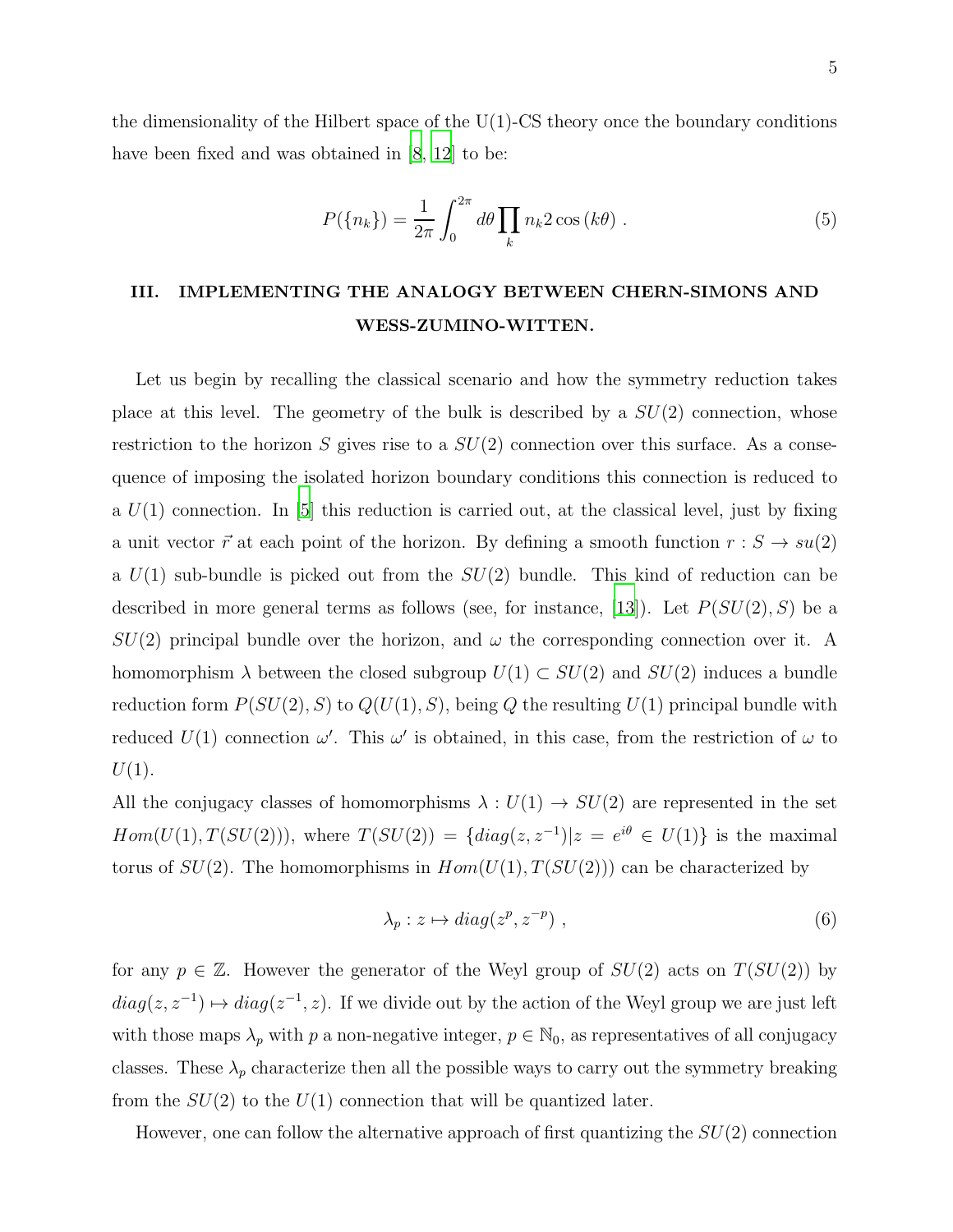the dimensionality of the Hilbert space of the U(1)-CS theory once the boundary conditions have been fixed and was obtained in [8, 12] to be:

$$P(\{n_k\}) = \frac{1}{2\pi}\int_0^{2\pi} d\theta \prod_k n_k 2\cos(k\theta) \ . \tag{5}$$

## III. IMPLEMENTING THE ANALOGY BETWEEN CHERN-SIMONS AND WESS-ZUMINO-WITTEN.

Let us begin by recalling the classical scenario and how the symmetry reduction takes place at this level. The geometry of the bulk is described by a $SU(2)$ connection, whose restriction to the horizon $S$ gives rise to a $SU(2)$ connection over this surface. As a consequence of imposing the isolated horizon boundary conditions this connection is reduced to a $U(1)$ connection. In [5] this reduction is carried out, at the classical level, just by fixing a unit vector $\vec{r}$ at each point of the horizon. By defining a smooth function $r : S \to su(2)$ a $U(1)$ sub-bundle is picked out from the $SU(2)$ bundle. This kind of reduction can be described in more general terms as follows (see, for instance, [13]). Let $P(SU(2), S)$ be a $SU(2)$ principal bundle over the horizon, and $\omega$ the corresponding connection over it. A homomorphism $\lambda$ between the closed subgroup $U(1) \subset SU(2)$ and $SU(2)$ induces a bundle reduction form $P(SU(2), S)$ to $Q(U(1), S)$, being $Q$ the resulting $U(1)$ principal bundle with reduced $U(1)$ connection $\omega'$. This $\omega'$ is obtained, in this case, from the restriction of $\omega$ to $U(1)$.

All the conjugacy classes of homomorphisms $\lambda : U(1) \to SU(2)$ are represented in the set $Hom(U(1), T(SU(2)))$, where $T(SU(2)) = \{diag(z, z^{-1}) | z = e^{i\theta} \in U(1)\}$ is the maximal torus of $SU(2)$. The homomorphisms in $Hom(U(1), T(SU(2)))$ can be characterized by

$$\lambda_p : z \mapsto diag(z^p, z^{-p}) \ , \tag{6}$$

for any $p \in \mathbb{Z}$. However the generator of the Weyl group of $SU(2)$ acts on $T(SU(2))$ by $diag(z, z^{-1}) \mapsto diag(z^{-1}, z)$. If we divide out by the action of the Weyl group we are just left with those maps $\lambda_p$ with $p$ a non-negative integer, $p \in \mathbb{N}_0$, as representatives of all conjugacy classes. These $\lambda_p$ characterize then all the possible ways to carry out the symmetry breaking from the $SU(2)$ to the $U(1)$ connection that will be quantized later.

However, one can follow the alternative approach of first quantizing the $SU(2)$ connection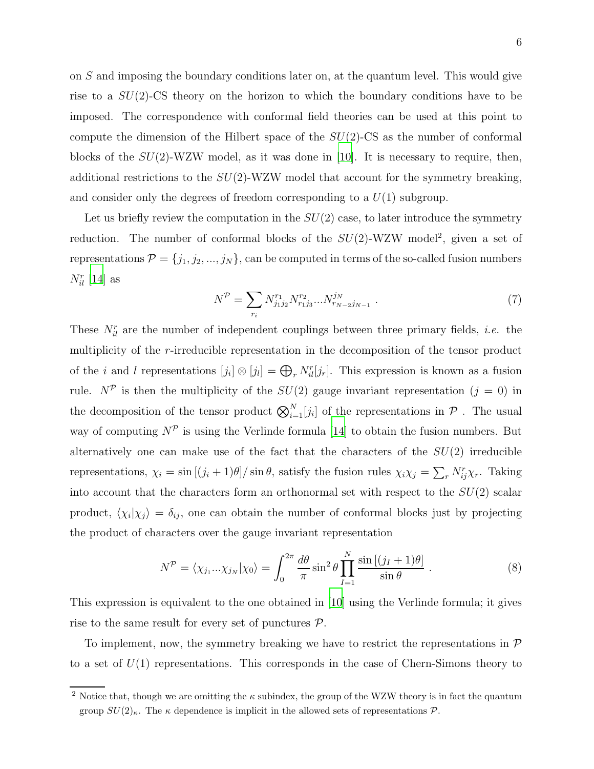on $S$ and imposing the boundary conditions later on, at the quantum level. This would give rise to a $SU(2)$-CS theory on the horizon to which the boundary conditions have to be imposed. The correspondence with conformal field theories can be used at this point to compute the dimension of the Hilbert space of the $SU(2)$-CS as the number of conformal blocks of the $SU(2)$-WZW model, as it was done in [10]. It is necessary to require, then, additional restrictions to the $SU(2)$-WZW model that account for the symmetry breaking, and consider only the degrees of freedom corresponding to a $U(1)$ subgroup.

Let us briefly review the computation in the $SU(2)$ case, to later introduce the symmetry reduction. The number of conformal blocks of the $SU(2)$-WZW model[2], given a set of representations $\mathcal{P} = \{j_1, j_2, ..., j_N\}$, can be computed in terms of the so-called fusion numbers $N_{il}^r$ [14] as

$$N^{\mathcal{P}} = \sum_{r_i} N_{j_1 j_2}^{r_1} N_{r_1 j_3}^{r_2} ... N_{r_{N-2} j_{N-1}}^{j_N} \ . \tag{7}$$

These $N_{il}^r$ are the number of independent couplings between three primary fields, *i.e.* the multiplicity of the $r$-irreducible representation in the decomposition of the tensor product of the $i$ and $l$ representations $[j_i] \otimes [j_l] = \bigoplus_r N_{il}^r [j_r]$. This expression is known as a fusion rule. $N^{\mathcal{P}}$ is then the multiplicity of the $SU(2)$ gauge invariant representation ($j = 0$) in the decomposition of the tensor product $\bigotimes_{i=1}^N [j_i]$ of the representations in $\mathcal{P}$ . The usual way of computing $N^{\mathcal{P}}$ is using the Verlinde formula [14] to obtain the fusion numbers. But alternatively one can make use of the fact that the characters of the $SU(2)$ irreducible representations, $\chi_i = \sin[(j_i + 1)\theta] / \sin\theta$, satisfy the fusion rules $\chi_i \chi_j = \sum_r N_{ij}^r \chi_r$. Taking into account that the characters form an orthonormal set with respect to the $SU(2)$ scalar product, $\langle \chi_i | \chi_j \rangle = \delta_{ij}$, one can obtain the number of conformal blocks just by projecting the product of characters over the gauge invariant representation

$$N^{\mathcal{P}} = \langle \chi_{j_1} ... \chi_{j_N} | \chi_0 \rangle = \int_0^{2\pi} \frac{d\theta}{\pi} \sin^2\theta \prod_{I=1}^N \frac{\sin[(j_I + 1)\theta]}{\sin\theta} \ . \tag{8}$$

This expression is equivalent to the one obtained in [10] using the Verlinde formula; it gives rise to the same result for every set of punctures $\mathcal{P}$.

To implement, now, the symmetry breaking we have to restrict the representations in $\mathcal{P}$ to a set of $U(1)$ representations. This corresponds in the case of Chern-Simons theory to

[2] Notice that, though we are omitting the $\kappa$ subindex, the group of the WZW theory is in fact the quantum group $SU(2)_\kappa$. The $\kappa$ dependence is implicit in the allowed sets of representations $\mathcal{P}$.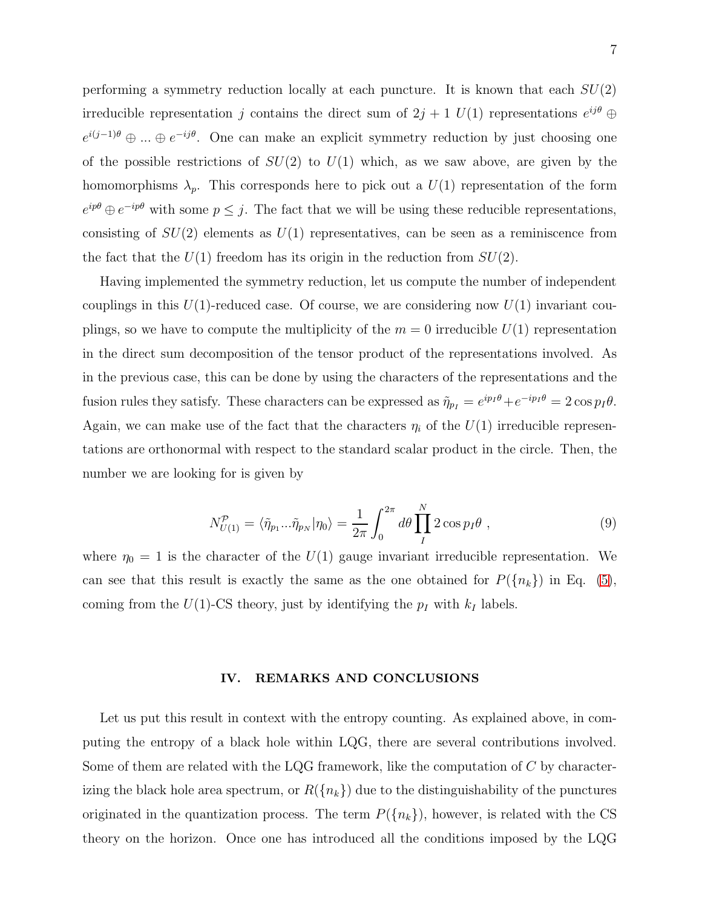performing a symmetry reduction locally at each puncture. It is known that each $SU(2)$ irreducible representation $j$ contains the direct sum of $2j+1$ $U(1)$ representations $e^{ij\theta} \oplus e^{i(j-1)\theta} \oplus ... \oplus e^{-ij\theta}$. One can make an explicit symmetry reduction by just choosing one of the possible restrictions of $SU(2)$ to $U(1)$ which, as we saw above, are given by the homomorphisms $\lambda_p$. This corresponds here to pick out a $U(1)$ representation of the form $e^{ip\theta} \oplus e^{-ip\theta}$ with some $p \leq j$. The fact that we will be using these reducible representations, consisting of $SU(2)$ elements as $U(1)$ representatives, can be seen as a reminiscence from the fact that the $U(1)$ freedom has its origin in the reduction from $SU(2)$.

Having implemented the symmetry reduction, let us compute the number of independent couplings in this $U(1)$-reduced case. Of course, we are considering now $U(1)$ invariant couplings, so we have to compute the multiplicity of the $m=0$ irreducible $U(1)$ representation in the direct sum decomposition of the tensor product of the representations involved. As in the previous case, this can be done by using the characters of the representations and the fusion rules they satisfy. These characters can be expressed as $\tilde{\eta}_{p_I} = e^{ip_I\theta} + e^{-ip_I\theta} = 2\cos p_I\theta$. Again, we can make use of the fact that the characters $\eta_i$ of the $U(1)$ irreducible representations are orthonormal with respect to the standard scalar product in the circle. Then, the number we are looking for is given by

$$N^{\mathcal{P}}_{U(1)} = \langle \tilde{\eta}_{p_1} ... \tilde{\eta}_{p_N} | \eta_0 \rangle = \frac{1}{2\pi} \int_0^{2\pi} d\theta \prod_I^N 2\cos p_I\theta \ , \tag{9}$$

where $\eta_0 = 1$ is the character of the $U(1)$ gauge invariant irreducible representation. We can see that this result is exactly the same as the one obtained for $P(\{n_k\})$ in Eq. (5), coming from the $U(1)$-CS theory, just by identifying the $p_I$ with $k_I$ labels.

## IV. REMARKS AND CONCLUSIONS

Let us put this result in context with the entropy counting. As explained above, in computing the entropy of a black hole within LQG, there are several contributions involved. Some of them are related with the LQG framework, like the computation of $C$ by characterizing the black hole area spectrum, or $R(\{n_k\})$ due to the distinguishability of the punctures originated in the quantization process. The term $P(\{n_k\})$, however, is related with the CS theory on the horizon. Once one has introduced all the conditions imposed by the LQG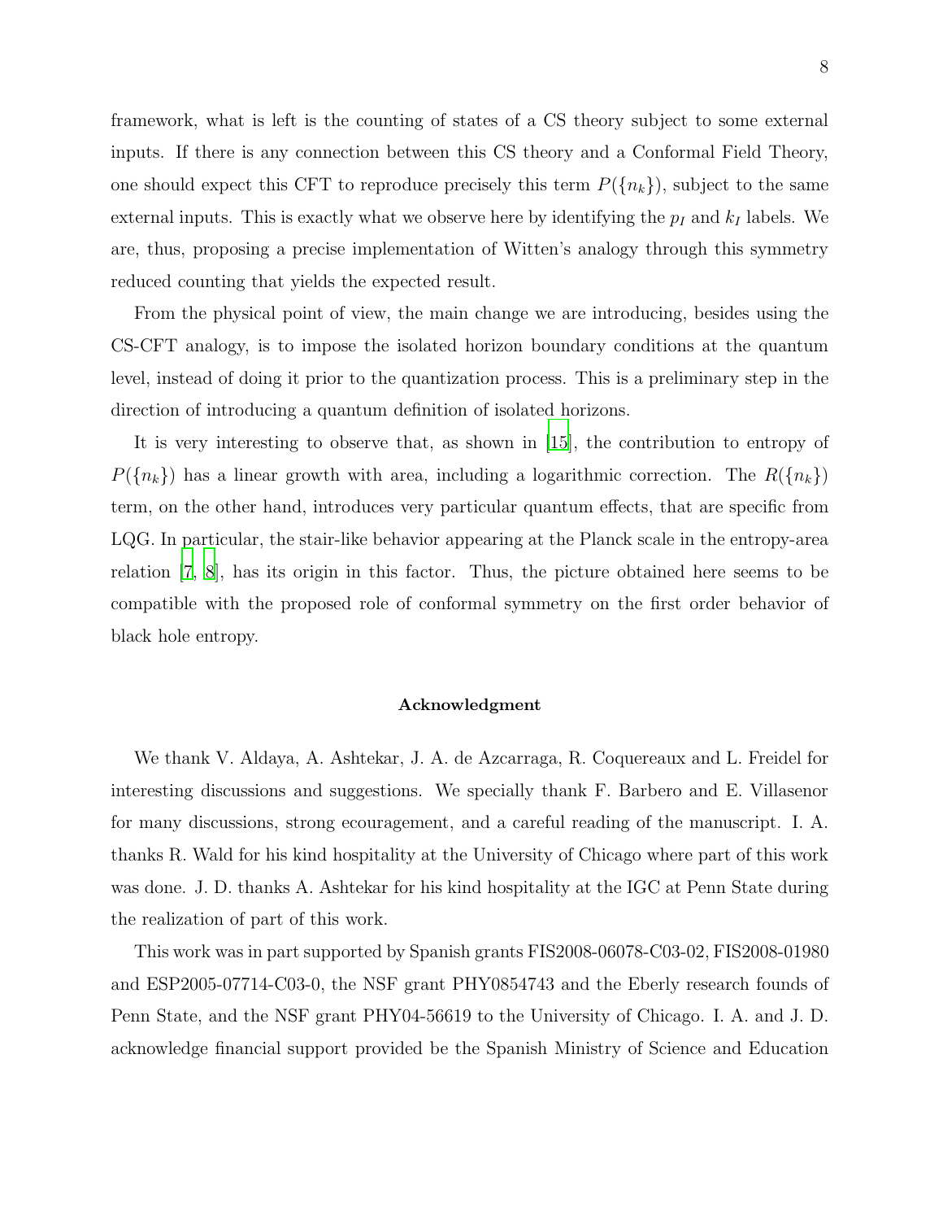framework, what is left is the counting of states of a CS theory subject to some external inputs. If there is any connection between this CS theory and a Conformal Field Theory, one should expect this CFT to reproduce precisely this term $P(\{n_k\})$, subject to the same external inputs. This is exactly what we observe here by identifying the $p_I$ and $k_I$ labels. We are, thus, proposing a precise implementation of Witten's analogy through this symmetry reduced counting that yields the expected result.

From the physical point of view, the main change we are introducing, besides using the CS-CFT analogy, is to impose the isolated horizon boundary conditions at the quantum level, instead of doing it prior to the quantization process. This is a preliminary step in the direction of introducing a quantum definition of isolated horizons.

It is very interesting to observe that, as shown in [15], the contribution to entropy of $P(\{n_k\})$ has a linear growth with area, including a logarithmic correction. The $R(\{n_k\})$ term, on the other hand, introduces very particular quantum effects, that are specific from LQG. In particular, the stair-like behavior appearing at the Planck scale in the entropy-area relation [7, 8], has its origin in this factor. Thus, the picture obtained here seems to be compatible with the proposed role of conformal symmetry on the first order behavior of black hole entropy.

### Acknowledgment

We thank V. Aldaya, A. Ashtekar, J. A. de Azcarraga, R. Coquereaux and L. Freidel for interesting discussions and suggestions. We specially thank F. Barbero and E. Villasenor for many discussions, strong ecouragement, and a careful reading of the manuscript. I. A. thanks R. Wald for his kind hospitality at the University of Chicago where part of this work was done. J. D. thanks A. Ashtekar for his kind hospitality at the IGC at Penn State during the realization of part of this work.

This work was in part supported by Spanish grants FIS2008-06078-C03-02, FIS2008-01980 and ESP2005-07714-C03-0, the NSF grant PHY0854743 and the Eberly research founds of Penn State, and the NSF grant PHY04-56619 to the University of Chicago. I. A. and J. D. acknowledge financial support provided be the Spanish Ministry of Science and Education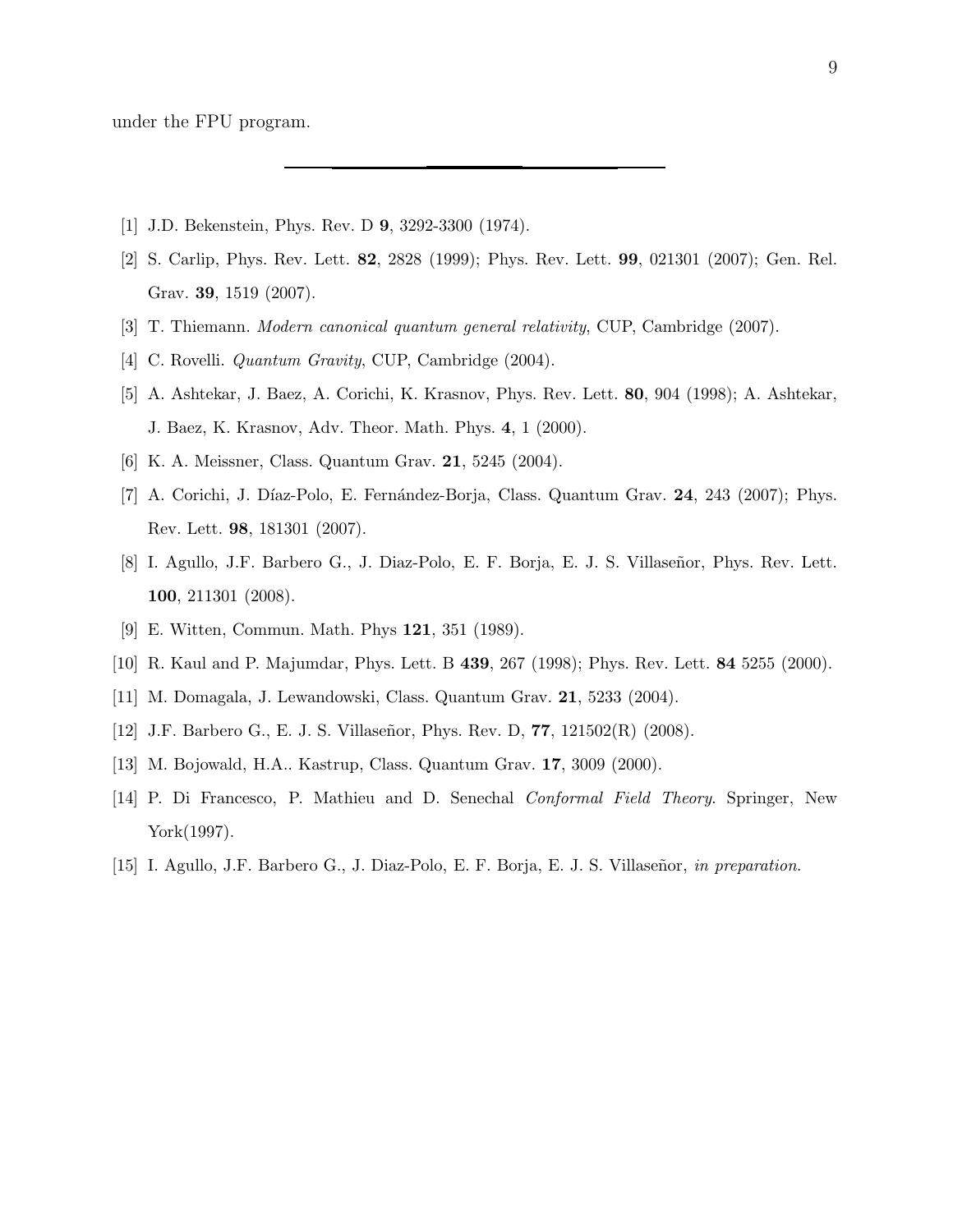under the FPU program.

---

[1] J.D. Bekenstein, Phys. Rev. D **9**, 3292-3300 (1974).

[2] S. Carlip, Phys. Rev. Lett. **82**, 2828 (1999); Phys. Rev. Lett. **99**, 021301 (2007); Gen. Rel. Grav. **39**, 1519 (2007).

[3] T. Thiemann. *Modern canonical quantum general relativity*, CUP, Cambridge (2007).

[4] C. Rovelli. *Quantum Gravity*, CUP, Cambridge (2004).

[5] A. Ashtekar, J. Baez, A. Corichi, K. Krasnov, Phys. Rev. Lett. **80**, 904 (1998); A. Ashtekar, J. Baez, K. Krasnov, Adv. Theor. Math. Phys. **4**, 1 (2000).

[6] K. A. Meissner, Class. Quantum Grav. **21**, 5245 (2004).

[7] A. Corichi, J. Díaz-Polo, E. Fernández-Borja, Class. Quantum Grav. **24**, 243 (2007); Phys. Rev. Lett. **98**, 181301 (2007).

[8] I. Agullo, J.F. Barbero G., J. Diaz-Polo, E. F. Borja, E. J. S. Villaseñor, Phys. Rev. Lett. **100**, 211301 (2008).

[9] E. Witten, Commun. Math. Phys **121**, 351 (1989).

[10] R. Kaul and P. Majumdar, Phys. Lett. B **439**, 267 (1998); Phys. Rev. Lett. **84** 5255 (2000).

[11] M. Domagala, J. Lewandowski, Class. Quantum Grav. **21**, 5233 (2004).

[12] J.F. Barbero G., E. J. S. Villaseñor, Phys. Rev. D, **77**, 121502(R) (2008).

[13] M. Bojowald, H.A.. Kastrup, Class. Quantum Grav. **17**, 3009 (2000).

[14] P. Di Francesco, P. Mathieu and D. Senechal *Conformal Field Theory*. Springer, New York(1997).

[15] I. Agullo, J.F. Barbero G., J. Diaz-Polo, E. F. Borja, E. J. S. Villaseñor, *in preparation*.